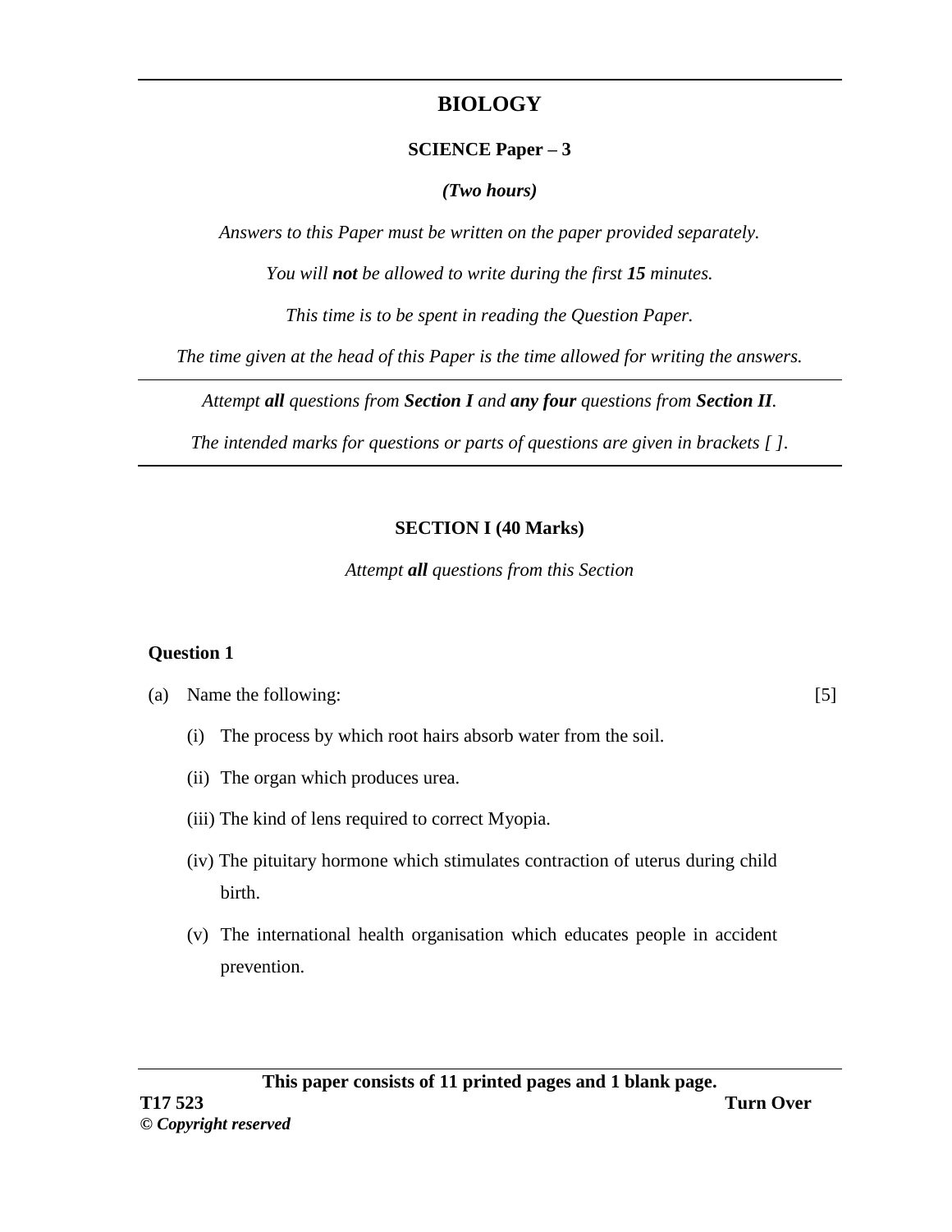# BIOLOGY

**SCIENCE Paper – 3**

***(Two hours)***

*Answers to this Paper must be written on the paper provided separately.*

*You will **not** be allowed to write during the first **15** minutes.*

*This time is to be spent in reading the Question Paper.*

*The time given at the head of this Paper is the time allowed for writing the answers.*

---

*Attempt **all** questions from **Section I** and **any four** questions from **Section II**.*

*The intended marks for questions or parts of questions are given in brackets [ ].*

---

## SECTION I (40 Marks)

*Attempt **all** questions from this Section*

**Question 1**

(a) Name the following: [5]

(i) The process by which root hairs absorb water from the soil.

(ii) The organ which produces urea.

(iii) The kind of lens required to correct Myopia.

(iv) The pituitary hormone which stimulates contraction of uterus during child birth.

(v) The international health organisation which educates people in accident prevention.

**This paper consists of 11 printed pages and 1 blank page.**

**T17 523**

**© *Copyright reserved***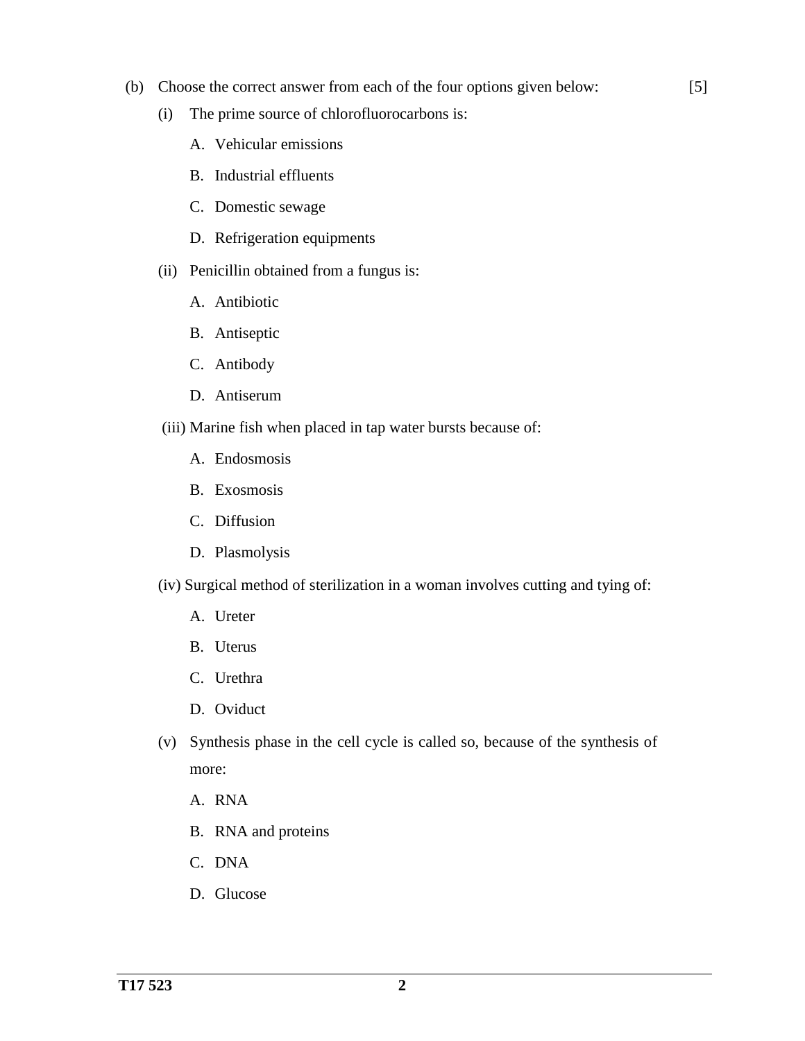(b) Choose the correct answer from each of the four options given below: [5]

(i) The prime source of chlorofluorocarbons is:

A. Vehicular emissions

B. Industrial effluents

C. Domestic sewage

D. Refrigeration equipments

(ii) Penicillin obtained from a fungus is:

A. Antibiotic

B. Antiseptic

C. Antibody

D. Antiserum

(iii) Marine fish when placed in tap water bursts because of:

A. Endosmosis

B. Exosmosis

C. Diffusion

D. Plasmolysis

(iv) Surgical method of sterilization in a woman involves cutting and tying of:

A. Ureter

B. Uterus

C. Urethra

D. Oviduct

(v) Synthesis phase in the cell cycle is called so, because of the synthesis of more:

A. RNA

B. RNA and proteins

C. DNA

D. Glucose

T17 523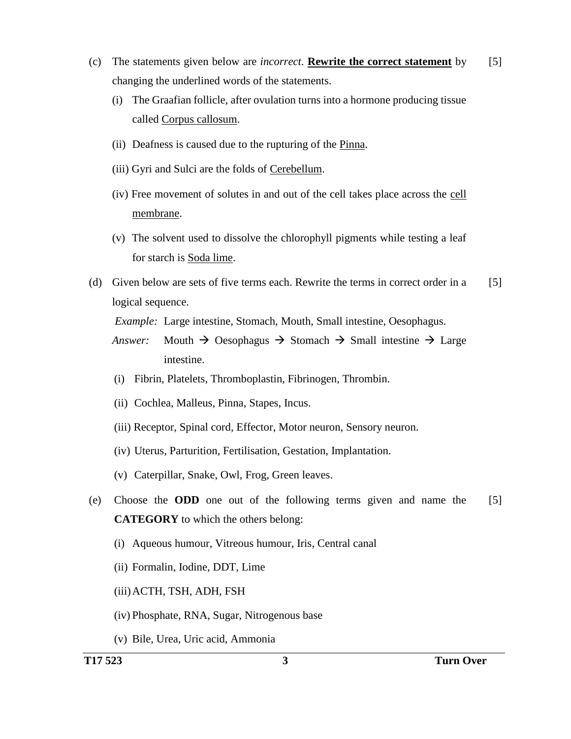(c) The statements given below are *incorrect*. **<u>Rewrite the correct statement</u>** by changing the underlined words of the statements. [5]

(i) The Graafian follicle, after ovulation turns into a hormone producing tissue called <u>Corpus callosum</u>.

(ii) Deafness is caused due to the rupturing of the <u>Pinna</u>.

(iii) Gyri and Sulci are the folds of <u>Cerebellum</u>.

(iv) Free movement of solutes in and out of the cell takes place across the <u>cell membrane</u>.

(v) The solvent used to dissolve the chlorophyll pigments while testing a leaf for starch is <u>Soda lime</u>.

(d) Given below are sets of five terms each. Rewrite the terms in correct order in a logical sequence. [5]

*Example:* Large intestine, Stomach, Mouth, Small intestine, Oesophagus.

*Answer:* Mouth → Oesophagus → Stomach → Small intestine → Large intestine.

(i) Fibrin, Platelets, Thromboplastin, Fibrinogen, Thrombin.

(ii) Cochlea, Malleus, Pinna, Stapes, Incus.

(iii) Receptor, Spinal cord, Effector, Motor neuron, Sensory neuron.

(iv) Uterus, Parturition, Fertilisation, Gestation, Implantation.

(v) Caterpillar, Snake, Owl, Frog, Green leaves.

(e) Choose the **ODD** one out of the following terms given and name the **CATEGORY** to which the others belong: [5]

(i) Aqueous humour, Vitreous humour, Iris, Central canal

(ii) Formalin, Iodine, DDT, Lime

(iii) ACTH, TSH, ADH, FSH

(iv) Phosphate, RNA, Sugar, Nitrogenous base

(v) Bile, Urea, Uric acid, Ammonia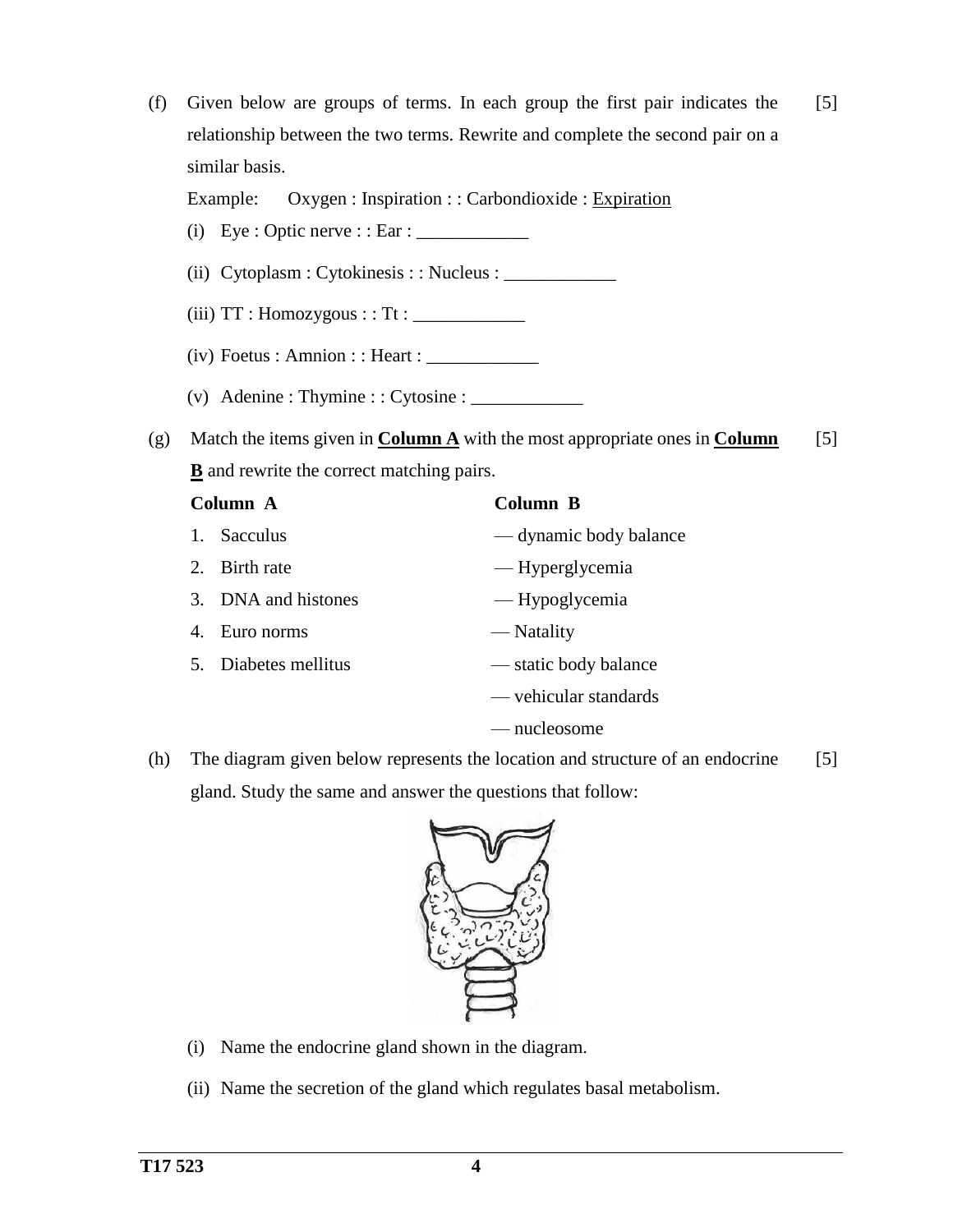(f) Given below are groups of terms. In each group the first pair indicates the relationship between the two terms. Rewrite and complete the second pair on a similar basis. [5]

Example: Oxygen : Inspiration : : Carbondioxide : <u>Expiration</u>

(i) Eye : Optic nerve : : Ear : ____________

(ii) Cytoplasm : Cytokinesis : : Nucleus : ____________

(iii) TT : Homozygous : : Tt : ____________

(iv) Foetus : Amnion : : Heart : ____________

(v) Adenine : Thymine : : Cytosine : ____________

(g) Match the items given in **<u>Column A</u>** with the most appropriate ones in **<u>Column B</u>** and rewrite the correct matching pairs. [5]

| Column A | Column B |
|---|---|
| 1. Sacculus | — dynamic body balance |
| 2. Birth rate | — Hyperglycemia |
| 3. DNA and histones | — Hypoglycemia |
| 4. Euro norms | — Natality |
| 5. Diabetes mellitus | — static body balance |
| | — vehicular standards |
| | — nucleosome |

(h) The diagram given below represents the location and structure of an endocrine gland. Study the same and answer the questions that follow: [5]

(i) Name the endocrine gland shown in the diagram.

(ii) Name the secretion of the gland which regulates basal metabolism.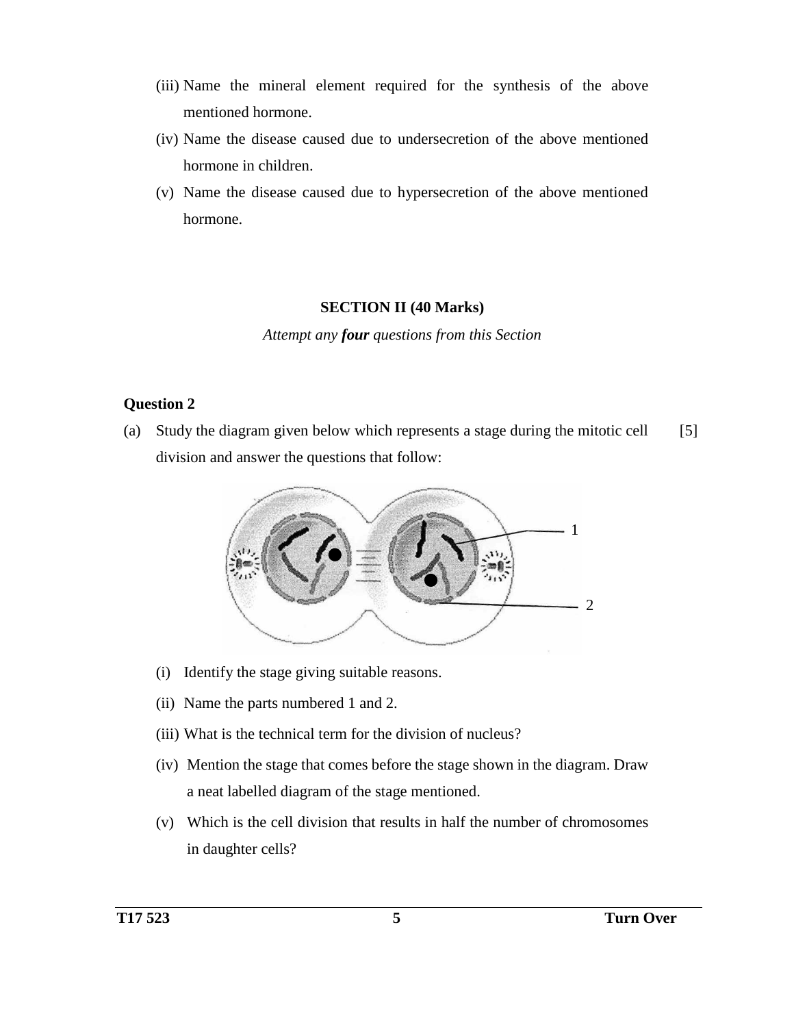(iii) Name the mineral element required for the synthesis of the above mentioned hormone.

(iv) Name the disease caused due to undersecretion of the above mentioned hormone in children.

(v) Name the disease caused due to hypersecretion of the above mentioned hormone.

## SECTION II (40 Marks)

*Attempt any **four** questions from this Section*

### Question 2

(a) Study the diagram given below which represents a stage during the mitotic cell division and answer the questions that follow: [5]

(i) Identify the stage giving suitable reasons.

(ii) Name the parts numbered 1 and 2.

(iii) What is the technical term for the division of nucleus?

(iv) Mention the stage that comes before the stage shown in the diagram. Draw a neat labelled diagram of the stage mentioned.

(v) Which is the cell division that results in half the number of chromosomes in daughter cells?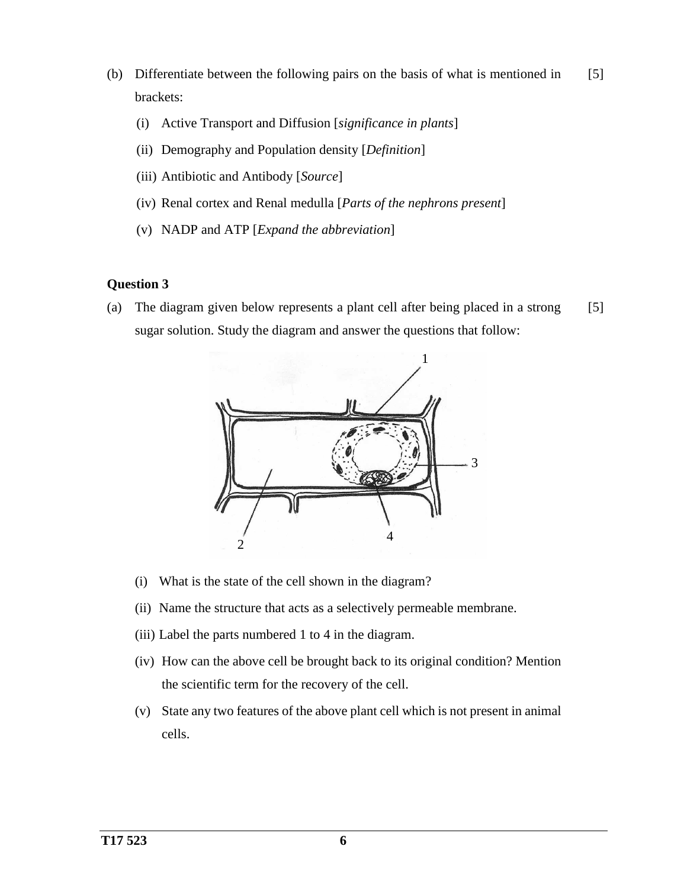(b) Differentiate between the following pairs on the basis of what is mentioned in brackets: [5]

(i) Active Transport and Diffusion [*significance in plants*]

(ii) Demography and Population density [*Definition*]

(iii) Antibiotic and Antibody [*Source*]

(iv) Renal cortex and Renal medulla [*Parts of the nephrons present*]

(v) NADP and ATP [*Expand the abbreviation*]

**Question 3**

(a) The diagram given below represents a plant cell after being placed in a strong sugar solution. Study the diagram and answer the questions that follow: [5]

(i) What is the state of the cell shown in the diagram?

(ii) Name the structure that acts as a selectively permeable membrane.

(iii) Label the parts numbered 1 to 4 in the diagram.

(iv) How can the above cell be brought back to its original condition? Mention the scientific term for the recovery of the cell.

(v) State any two features of the above plant cell which is not present in animal cells.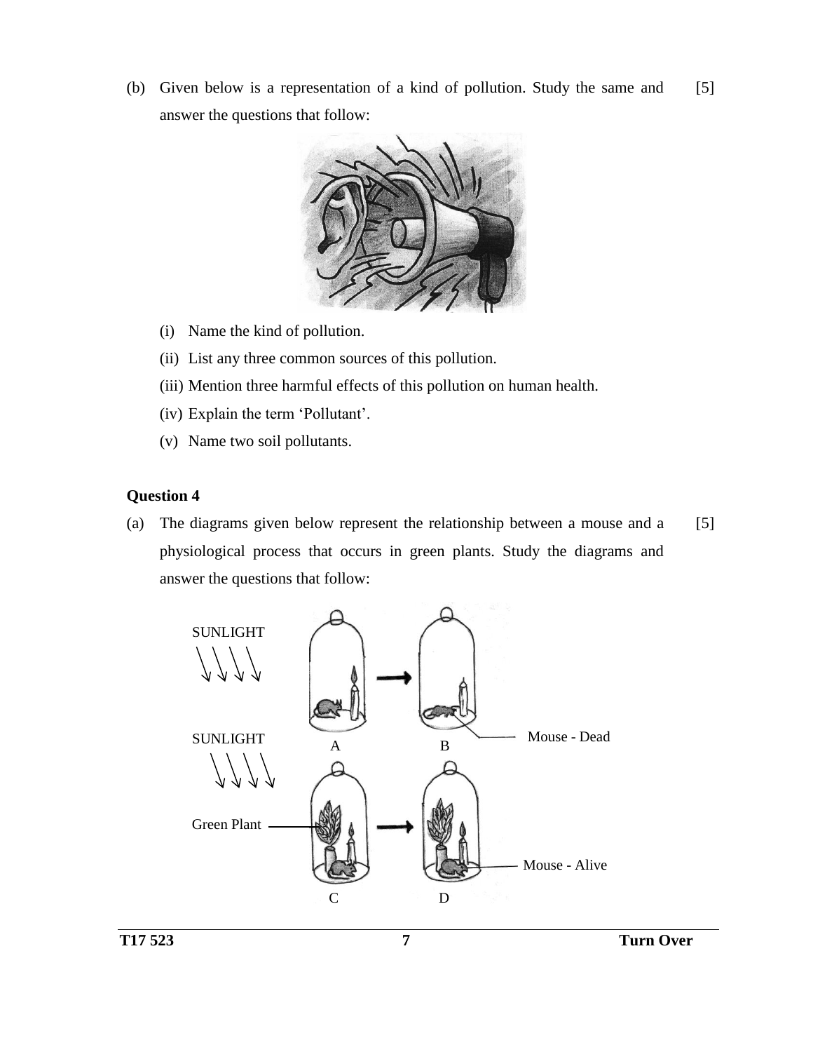(b) Given below is a representation of a kind of pollution. Study the same and answer the questions that follow: [5]

(i) Name the kind of pollution.

(ii) List any three common sources of this pollution.

(iii) Mention three harmful effects of this pollution on human health.

(iv) Explain the term 'Pollutant'.

(v) Name two soil pollutants.

**Question 4**

(a) The diagrams given below represent the relationship between a mouse and a physiological process that occurs in green plants. Study the diagrams and answer the questions that follow: [5]

SUNLIGHT

SUNLIGHT

Green Plant

A B Mouse - Dead

C D Mouse - Alive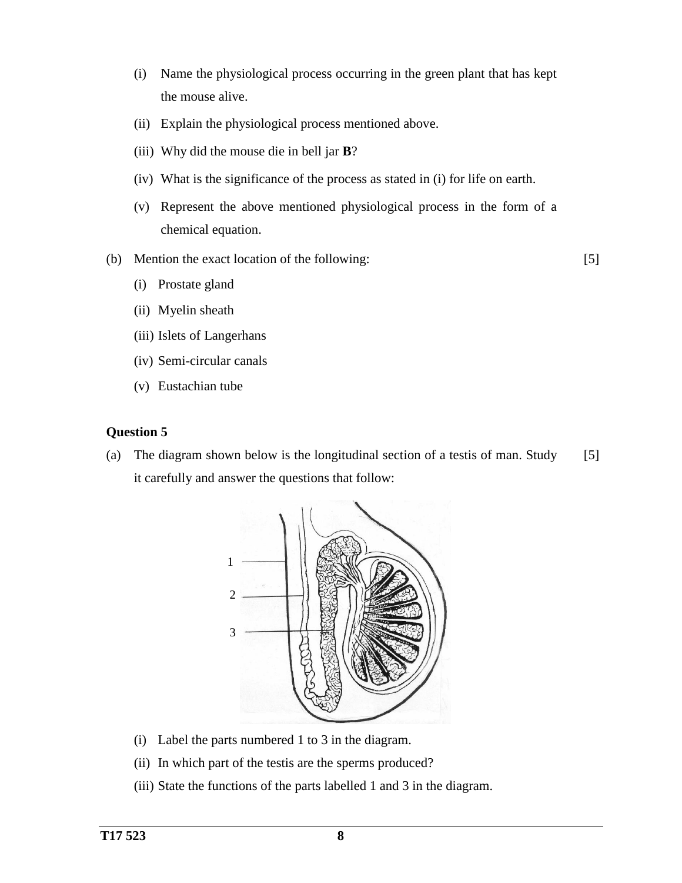(i) Name the physiological process occurring in the green plant that has kept the mouse alive.

(ii) Explain the physiological process mentioned above.

(iii) Why did the mouse die in bell jar **B**?

(iv) What is the significance of the process as stated in (i) for life on earth.

(v) Represent the above mentioned physiological process in the form of a chemical equation.

(b) Mention the exact location of the following: [5]

(i) Prostate gland

(ii) Myelin sheath

(iii) Islets of Langerhans

(iv) Semi-circular canals

(v) Eustachian tube

**Question 5**

(a) The diagram shown below is the longitudinal section of a testis of man. Study it carefully and answer the questions that follow: [5]

(i) Label the parts numbered 1 to 3 in the diagram.

(ii) In which part of the testis are the sperms produced?

(iii) State the functions of the parts labelled 1 and 3 in the diagram.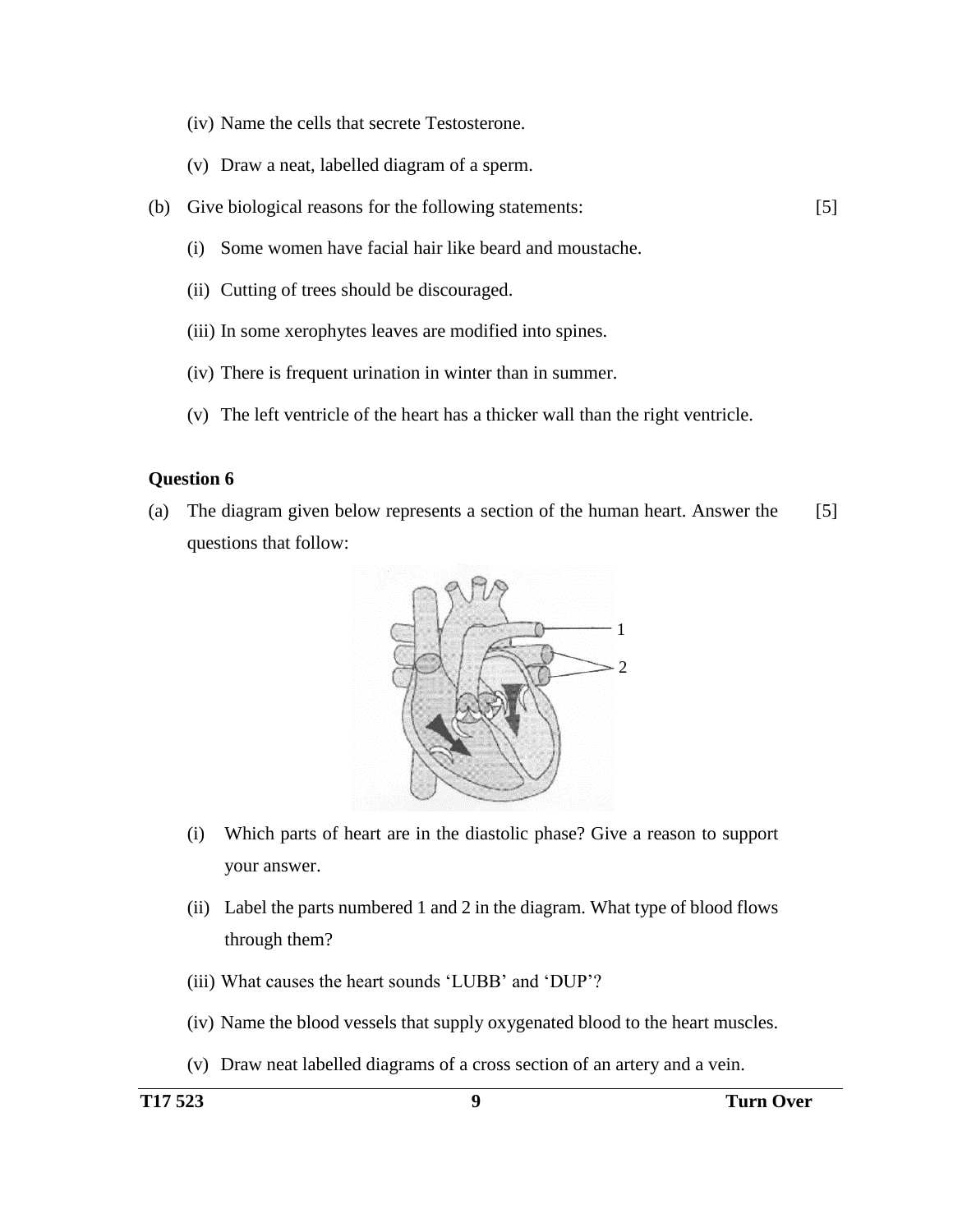(iv) Name the cells that secrete Testosterone.

(v) Draw a neat, labelled diagram of a sperm.

(b) Give biological reasons for the following statements: [5]

(i) Some women have facial hair like beard and moustache.

(ii) Cutting of trees should be discouraged.

(iii) In some xerophytes leaves are modified into spines.

(iv) There is frequent urination in winter than in summer.

(v) The left ventricle of the heart has a thicker wall than the right ventricle.

**Question 6**

(a) The diagram given below represents a section of the human heart. Answer the questions that follow: [5]

(i) Which parts of heart are in the diastolic phase? Give a reason to support your answer.

(ii) Label the parts numbered 1 and 2 in the diagram. What type of blood flows through them?

(iii) What causes the heart sounds 'LUBB' and 'DUP'?

(iv) Name the blood vessels that supply oxygenated blood to the heart muscles.

(v) Draw neat labelled diagrams of a cross section of an artery and a vein.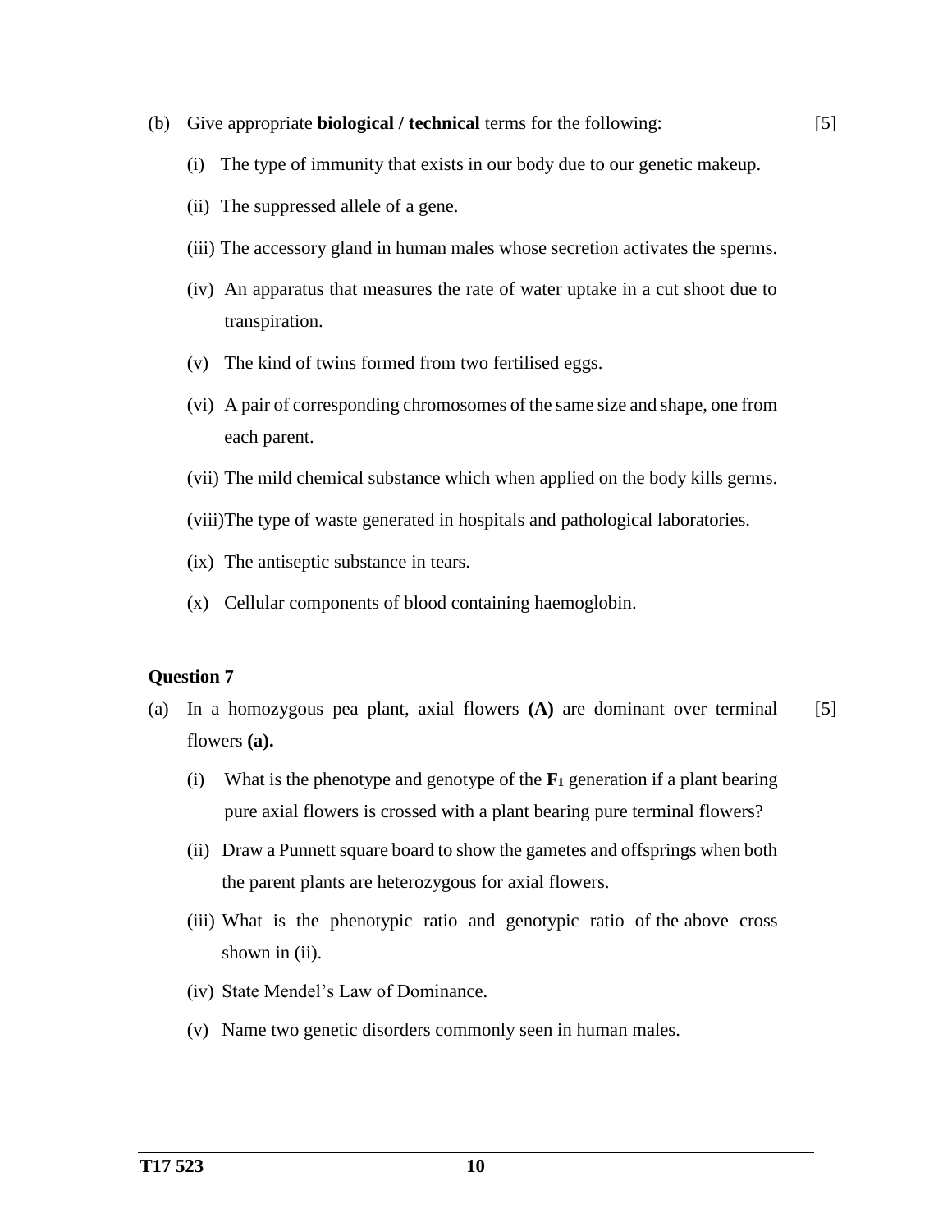(b) Give appropriate **biological / technical** terms for the following: [5]

(i) The type of immunity that exists in our body due to our genetic makeup.

(ii) The suppressed allele of a gene.

(iii) The accessory gland in human males whose secretion activates the sperms.

(iv) An apparatus that measures the rate of water uptake in a cut shoot due to transpiration.

(v) The kind of twins formed from two fertilised eggs.

(vi) A pair of corresponding chromosomes of the same size and shape, one from each parent.

(vii) The mild chemical substance which when applied on the body kills germs.

(viii) The type of waste generated in hospitals and pathological laboratories.

(ix) The antiseptic substance in tears.

(x) Cellular components of blood containing haemoglobin.

**Question 7**

(a) In a homozygous pea plant, axial flowers **(A)** are dominant over terminal flowers **(a).** [5]

(i) What is the phenotype and genotype of the $F_1$ generation if a plant bearing pure axial flowers is crossed with a plant bearing pure terminal flowers?

(ii) Draw a Punnett square board to show the gametes and offsprings when both the parent plants are heterozygous for axial flowers.

(iii) What is the phenotypic ratio and genotypic ratio of the above cross shown in (ii).

(iv) State Mendel's Law of Dominance.

(v) Name two genetic disorders commonly seen in human males.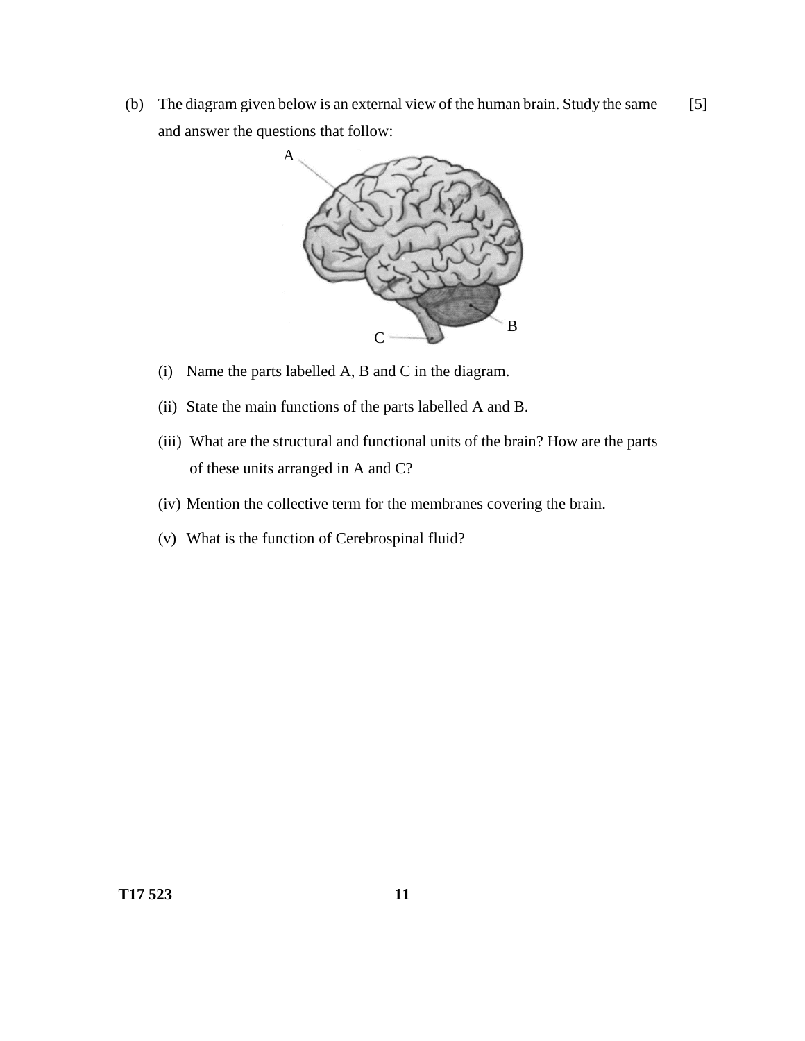(b) The diagram given below is an external view of the human brain. Study the same and answer the questions that follow: [5]

A

B

C

(i) Name the parts labelled A, B and C in the diagram.

(ii) State the main functions of the parts labelled A and B.

(iii) What are the structural and functional units of the brain? How are the parts of these units arranged in A and C?

(iv) Mention the collective term for the membranes covering the brain.

(v) What is the function of Cerebrospinal fluid?

T17 523